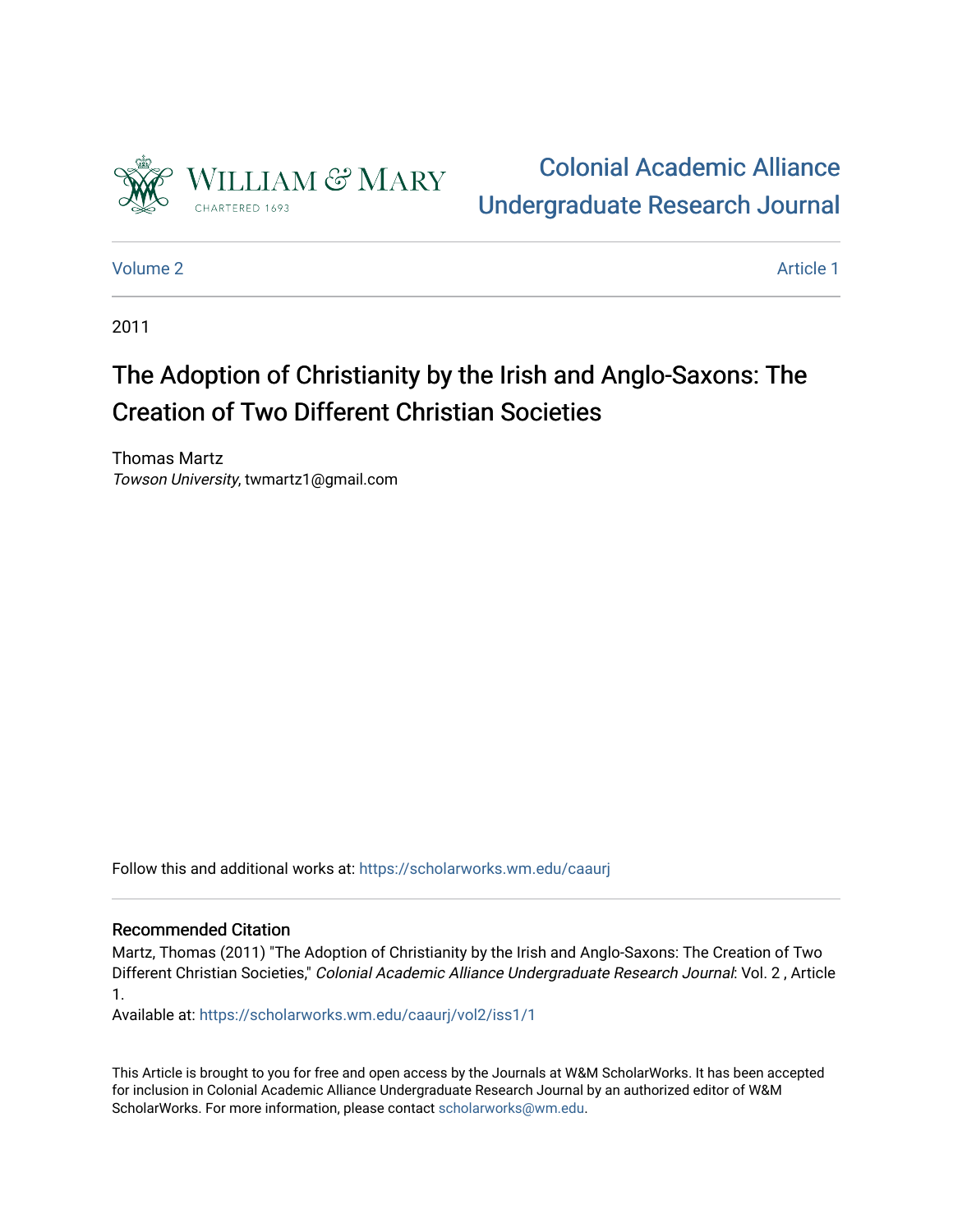William & Mary

CHARTERED 1693

# Colonial Academic Alliance Undergraduate Research Journal

Volume 2 | Article 1

2011

# The Adoption of Christianity by the Irish and Anglo-Saxons: The Creation of Two Different Christian Societies

Thomas Martz
*Towson University*, twmartz1@gmail.com

Follow this and additional works at: https://scholarworks.wm.edu/caaurj

## Recommended Citation

Martz, Thomas (2011) "The Adoption of Christianity by the Irish and Anglo-Saxons: The Creation of Two Different Christian Societies," *Colonial Academic Alliance Undergraduate Research Journal*: Vol. 2 , Article 1.

Available at: https://scholarworks.wm.edu/caaurj/vol2/iss1/1

This Article is brought to you for free and open access by the Journals at W&M ScholarWorks. It has been accepted for inclusion in Colonial Academic Alliance Undergraduate Research Journal by an authorized editor of W&M ScholarWorks. For more information, please contact scholarworks@wm.edu.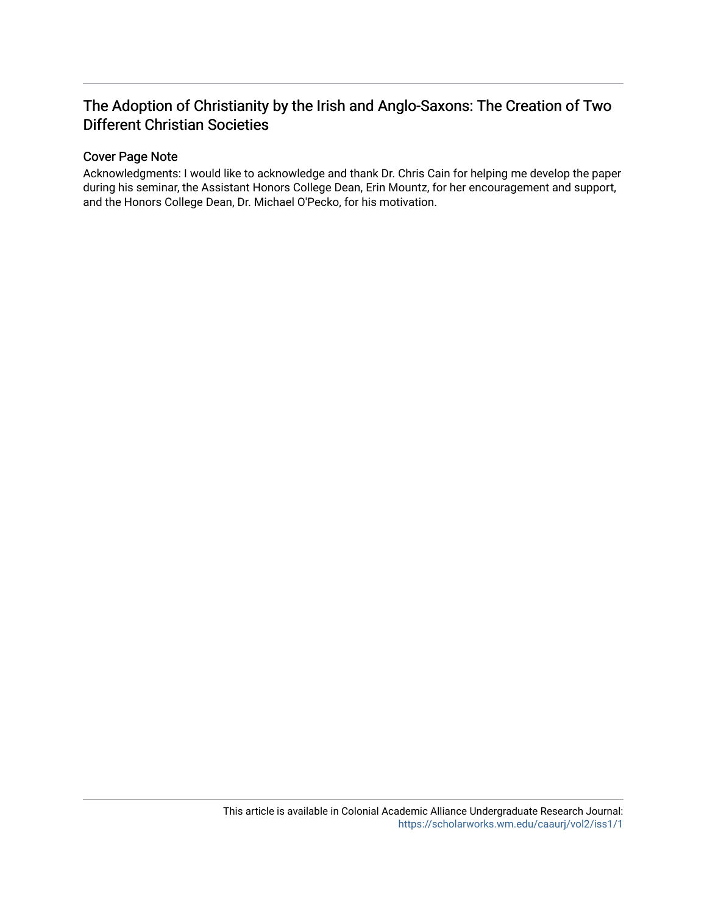# The Adoption of Christianity by the Irish and Anglo-Saxons: The Creation of Two Different Christian Societies

## Cover Page Note

Acknowledgments: I would like to acknowledge and thank Dr. Chris Cain for helping me develop the paper during his seminar, the Assistant Honors College Dean, Erin Mountz, for her encouragement and support, and the Honors College Dean, Dr. Michael O'Pecko, for his motivation.

This article is available in Colonial Academic Alliance Undergraduate Research Journal: https://scholarworks.wm.edu/caaurj/vol2/iss1/1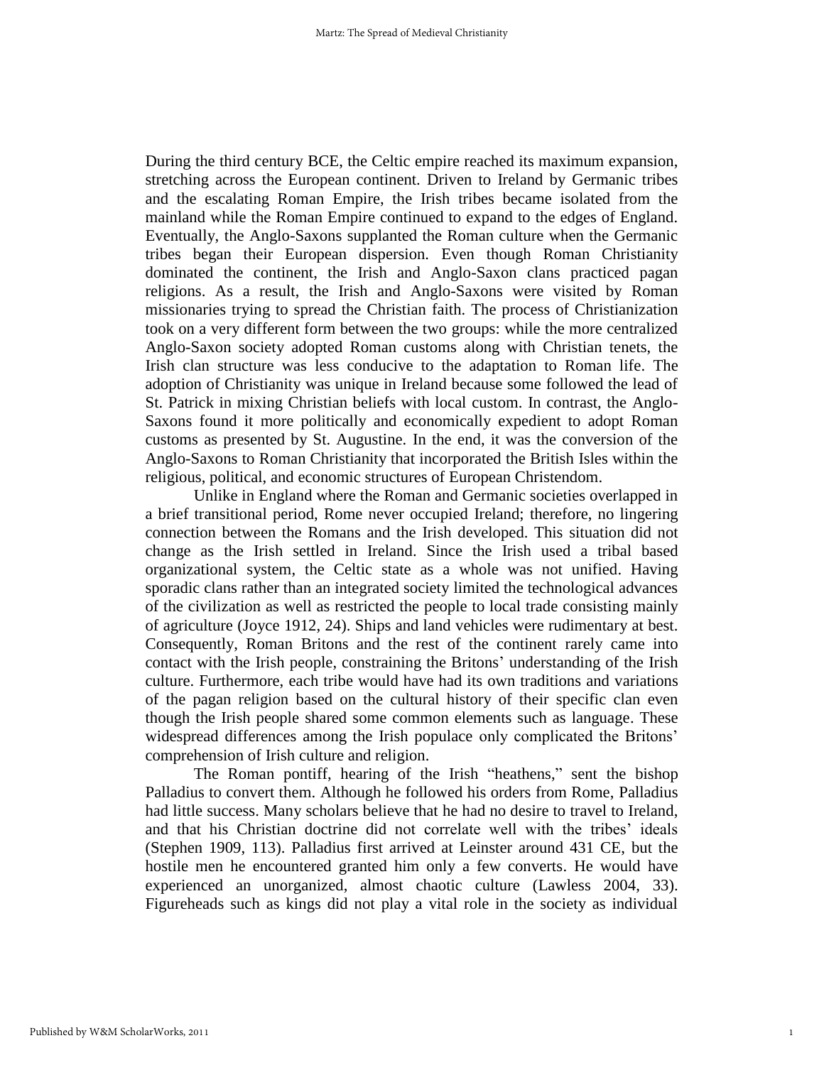During the third century BCE, the Celtic empire reached its maximum expansion, stretching across the European continent. Driven to Ireland by Germanic tribes and the escalating Roman Empire, the Irish tribes became isolated from the mainland while the Roman Empire continued to expand to the edges of England. Eventually, the Anglo-Saxons supplanted the Roman culture when the Germanic tribes began their European dispersion. Even though Roman Christianity dominated the continent, the Irish and Anglo-Saxon clans practiced pagan religions. As a result, the Irish and Anglo-Saxons were visited by Roman missionaries trying to spread the Christian faith. The process of Christianization took on a very different form between the two groups: while the more centralized Anglo-Saxon society adopted Roman customs along with Christian tenets, the Irish clan structure was less conducive to the adaptation to Roman life. The adoption of Christianity was unique in Ireland because some followed the lead of St. Patrick in mixing Christian beliefs with local custom. In contrast, the Anglo-Saxons found it more politically and economically expedient to adopt Roman customs as presented by St. Augustine. In the end, it was the conversion of the Anglo-Saxons to Roman Christianity that incorporated the British Isles within the religious, political, and economic structures of European Christendom.

Unlike in England where the Roman and Germanic societies overlapped in a brief transitional period, Rome never occupied Ireland; therefore, no lingering connection between the Romans and the Irish developed. This situation did not change as the Irish settled in Ireland. Since the Irish used a tribal based organizational system, the Celtic state as a whole was not unified. Having sporadic clans rather than an integrated society limited the technological advances of the civilization as well as restricted the people to local trade consisting mainly of agriculture (Joyce 1912, 24). Ships and land vehicles were rudimentary at best. Consequently, Roman Britons and the rest of the continent rarely came into contact with the Irish people, constraining the Britons' understanding of the Irish culture. Furthermore, each tribe would have had its own traditions and variations of the pagan religion based on the cultural history of their specific clan even though the Irish people shared some common elements such as language. These widespread differences among the Irish populace only complicated the Britons' comprehension of Irish culture and religion.

The Roman pontiff, hearing of the Irish "heathens," sent the bishop Palladius to convert them. Although he followed his orders from Rome, Palladius had little success. Many scholars believe that he had no desire to travel to Ireland, and that his Christian doctrine did not correlate well with the tribes' ideals (Stephen 1909, 113). Palladius first arrived at Leinster around 431 CE, but the hostile men he encountered granted him only a few converts. He would have experienced an unorganized, almost chaotic culture (Lawless 2004, 33). Figureheads such as kings did not play a vital role in the society as individual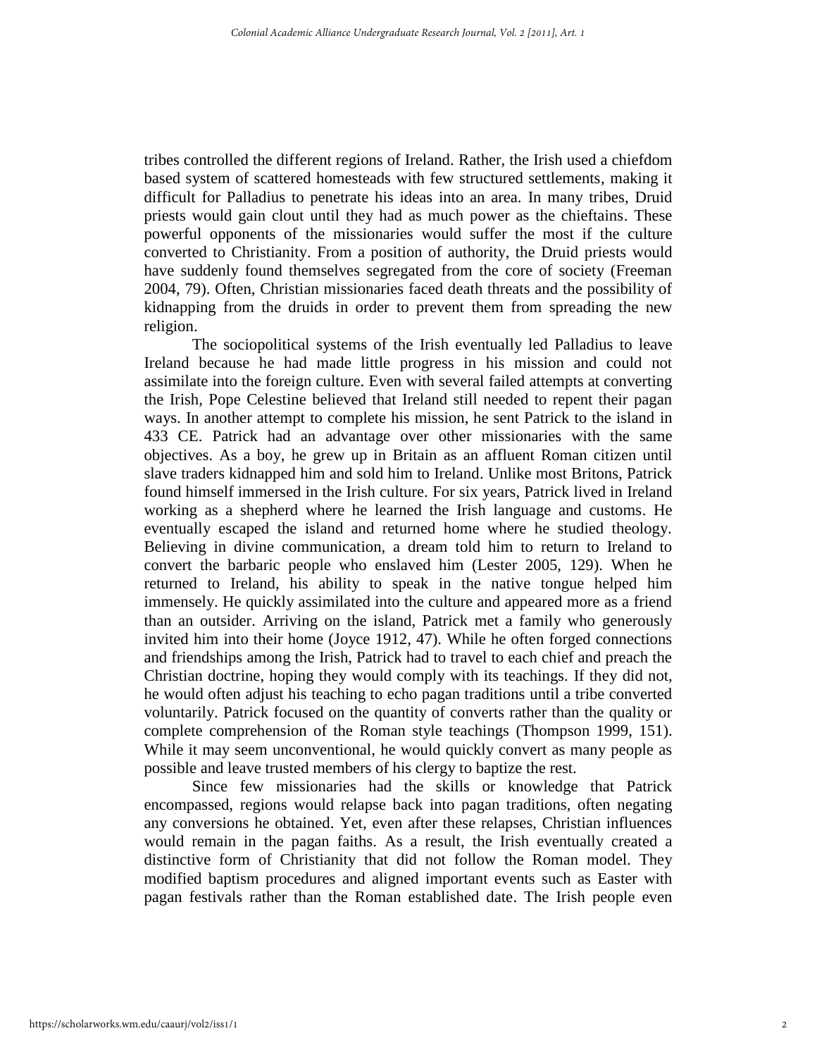tribes controlled the different regions of Ireland. Rather, the Irish used a chiefdom based system of scattered homesteads with few structured settlements, making it difficult for Palladius to penetrate his ideas into an area. In many tribes, Druid priests would gain clout until they had as much power as the chieftains. These powerful opponents of the missionaries would suffer the most if the culture converted to Christianity. From a position of authority, the Druid priests would have suddenly found themselves segregated from the core of society (Freeman 2004, 79). Often, Christian missionaries faced death threats and the possibility of kidnapping from the druids in order to prevent them from spreading the new religion.

The sociopolitical systems of the Irish eventually led Palladius to leave Ireland because he had made little progress in his mission and could not assimilate into the foreign culture. Even with several failed attempts at converting the Irish, Pope Celestine believed that Ireland still needed to repent their pagan ways. In another attempt to complete his mission, he sent Patrick to the island in 433 CE. Patrick had an advantage over other missionaries with the same objectives. As a boy, he grew up in Britain as an affluent Roman citizen until slave traders kidnapped him and sold him to Ireland. Unlike most Britons, Patrick found himself immersed in the Irish culture. For six years, Patrick lived in Ireland working as a shepherd where he learned the Irish language and customs. He eventually escaped the island and returned home where he studied theology. Believing in divine communication, a dream told him to return to Ireland to convert the barbaric people who enslaved him (Lester 2005, 129). When he returned to Ireland, his ability to speak in the native tongue helped him immensely. He quickly assimilated into the culture and appeared more as a friend than an outsider. Arriving on the island, Patrick met a family who generously invited him into their home (Joyce 1912, 47). While he often forged connections and friendships among the Irish, Patrick had to travel to each chief and preach the Christian doctrine, hoping they would comply with its teachings. If they did not, he would often adjust his teaching to echo pagan traditions until a tribe converted voluntarily. Patrick focused on the quantity of converts rather than the quality or complete comprehension of the Roman style teachings (Thompson 1999, 151). While it may seem unconventional, he would quickly convert as many people as possible and leave trusted members of his clergy to baptize the rest.

Since few missionaries had the skills or knowledge that Patrick encompassed, regions would relapse back into pagan traditions, often negating any conversions he obtained. Yet, even after these relapses, Christian influences would remain in the pagan faiths. As a result, the Irish eventually created a distinctive form of Christianity that did not follow the Roman model. They modified baptism procedures and aligned important events such as Easter with pagan festivals rather than the Roman established date. The Irish people even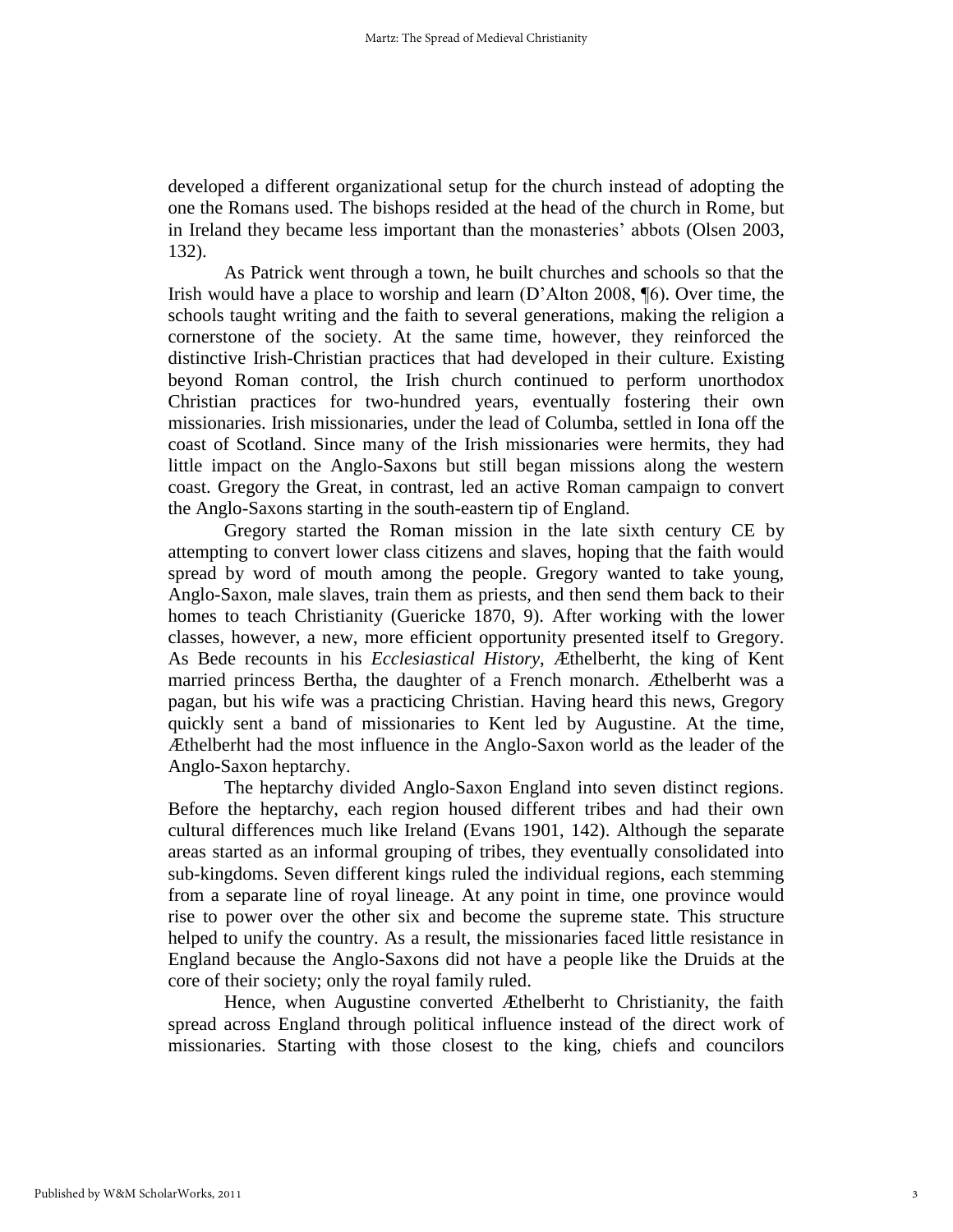developed a different organizational setup for the church instead of adopting the one the Romans used. The bishops resided at the head of the church in Rome, but in Ireland they became less important than the monasteries' abbots (Olsen 2003, 132).

As Patrick went through a town, he built churches and schools so that the Irish would have a place to worship and learn (D'Alton 2008, ¶6). Over time, the schools taught writing and the faith to several generations, making the religion a cornerstone of the society. At the same time, however, they reinforced the distinctive Irish-Christian practices that had developed in their culture. Existing beyond Roman control, the Irish church continued to perform unorthodox Christian practices for two-hundred years, eventually fostering their own missionaries. Irish missionaries, under the lead of Columba, settled in Iona off the coast of Scotland. Since many of the Irish missionaries were hermits, they had little impact on the Anglo-Saxons but still began missions along the western coast. Gregory the Great, in contrast, led an active Roman campaign to convert the Anglo-Saxons starting in the south-eastern tip of England.

Gregory started the Roman mission in the late sixth century CE by attempting to convert lower class citizens and slaves, hoping that the faith would spread by word of mouth among the people. Gregory wanted to take young, Anglo-Saxon, male slaves, train them as priests, and then send them back to their homes to teach Christianity (Guericke 1870, 9). After working with the lower classes, however, a new, more efficient opportunity presented itself to Gregory. As Bede recounts in his *Ecclesiastical History*, Æthelberht, the king of Kent married princess Bertha, the daughter of a French monarch. Æthelberht was a pagan, but his wife was a practicing Christian. Having heard this news, Gregory quickly sent a band of missionaries to Kent led by Augustine. At the time, Æthelberht had the most influence in the Anglo-Saxon world as the leader of the Anglo-Saxon heptarchy.

The heptarchy divided Anglo-Saxon England into seven distinct regions. Before the heptarchy, each region housed different tribes and had their own cultural differences much like Ireland (Evans 1901, 142). Although the separate areas started as an informal grouping of tribes, they eventually consolidated into sub-kingdoms. Seven different kings ruled the individual regions, each stemming from a separate line of royal lineage. At any point in time, one province would rise to power over the other six and become the supreme state. This structure helped to unify the country. As a result, the missionaries faced little resistance in England because the Anglo-Saxons did not have a people like the Druids at the core of their society; only the royal family ruled.

Hence, when Augustine converted Æthelberht to Christianity, the faith spread across England through political influence instead of the direct work of missionaries. Starting with those closest to the king, chiefs and councilors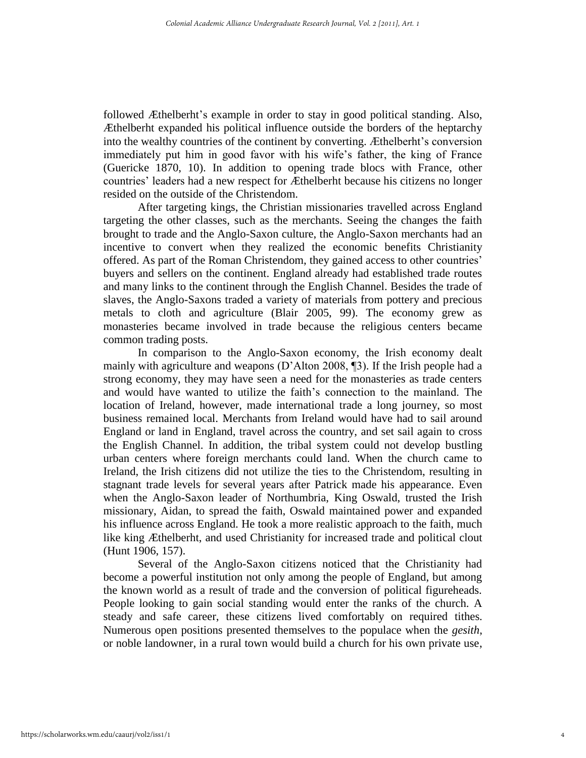followed Æthelberht's example in order to stay in good political standing. Also, Æthelberht expanded his political influence outside the borders of the heptarchy into the wealthy countries of the continent by converting. Æthelberht's conversion immediately put him in good favor with his wife's father, the king of France (Guericke 1870, 10). In addition to opening trade blocs with France, other countries' leaders had a new respect for Æthelberht because his citizens no longer resided on the outside of the Christendom.

After targeting kings, the Christian missionaries travelled across England targeting the other classes, such as the merchants. Seeing the changes the faith brought to trade and the Anglo-Saxon culture, the Anglo-Saxon merchants had an incentive to convert when they realized the economic benefits Christianity offered. As part of the Roman Christendom, they gained access to other countries' buyers and sellers on the continent. England already had established trade routes and many links to the continent through the English Channel. Besides the trade of slaves, the Anglo-Saxons traded a variety of materials from pottery and precious metals to cloth and agriculture (Blair 2005, 99). The economy grew as monasteries became involved in trade because the religious centers became common trading posts.

In comparison to the Anglo-Saxon economy, the Irish economy dealt mainly with agriculture and weapons (D'Alton 2008, ¶3). If the Irish people had a strong economy, they may have seen a need for the monasteries as trade centers and would have wanted to utilize the faith's connection to the mainland. The location of Ireland, however, made international trade a long journey, so most business remained local. Merchants from Ireland would have had to sail around England or land in England, travel across the country, and set sail again to cross the English Channel. In addition, the tribal system could not develop bustling urban centers where foreign merchants could land. When the church came to Ireland, the Irish citizens did not utilize the ties to the Christendom, resulting in stagnant trade levels for several years after Patrick made his appearance. Even when the Anglo-Saxon leader of Northumbria, King Oswald, trusted the Irish missionary, Aidan, to spread the faith, Oswald maintained power and expanded his influence across England. He took a more realistic approach to the faith, much like king Æthelberht, and used Christianity for increased trade and political clout (Hunt 1906, 157).

Several of the Anglo-Saxon citizens noticed that the Christianity had become a powerful institution not only among the people of England, but among the known world as a result of trade and the conversion of political figureheads. People looking to gain social standing would enter the ranks of the church. A steady and safe career, these citizens lived comfortably on required tithes. Numerous open positions presented themselves to the populace when the *gesith*, or noble landowner, in a rural town would build a church for his own private use,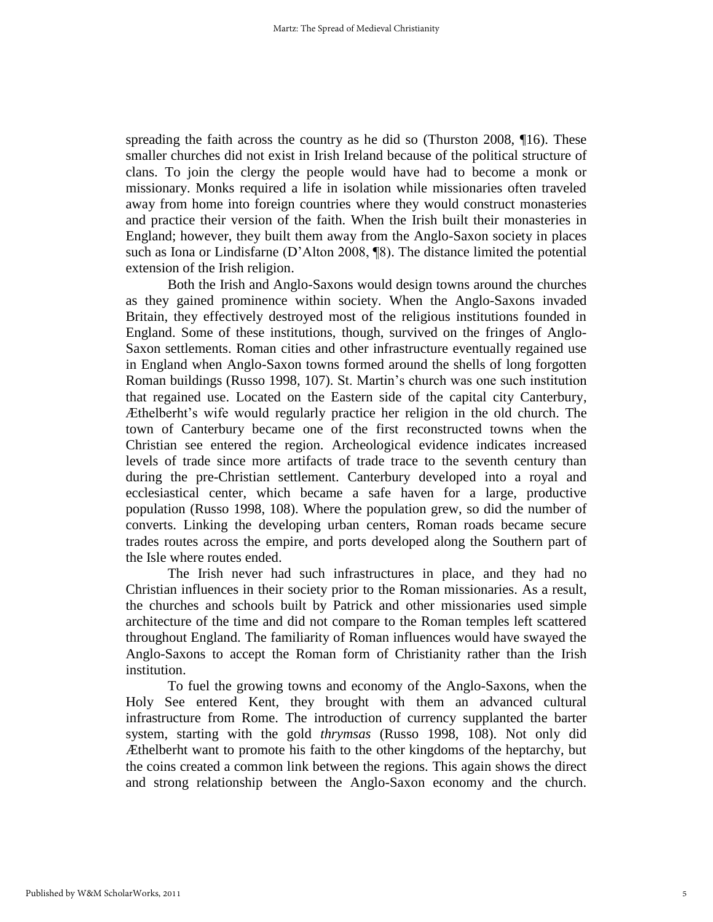spreading the faith across the country as he did so (Thurston 2008, ¶16). These smaller churches did not exist in Irish Ireland because of the political structure of clans. To join the clergy the people would have had to become a monk or missionary. Monks required a life in isolation while missionaries often traveled away from home into foreign countries where they would construct monasteries and practice their version of the faith. When the Irish built their monasteries in England; however, they built them away from the Anglo-Saxon society in places such as Iona or Lindisfarne (D'Alton 2008, ¶8). The distance limited the potential extension of the Irish religion.

Both the Irish and Anglo-Saxons would design towns around the churches as they gained prominence within society. When the Anglo-Saxons invaded Britain, they effectively destroyed most of the religious institutions founded in England. Some of these institutions, though, survived on the fringes of Anglo-Saxon settlements. Roman cities and other infrastructure eventually regained use in England when Anglo-Saxon towns formed around the shells of long forgotten Roman buildings (Russo 1998, 107). St. Martin's church was one such institution that regained use. Located on the Eastern side of the capital city Canterbury, Æthelberht's wife would regularly practice her religion in the old church. The town of Canterbury became one of the first reconstructed towns when the Christian see entered the region. Archeological evidence indicates increased levels of trade since more artifacts of trade trace to the seventh century than during the pre-Christian settlement. Canterbury developed into a royal and ecclesiastical center, which became a safe haven for a large, productive population (Russo 1998, 108). Where the population grew, so did the number of converts. Linking the developing urban centers, Roman roads became secure trades routes across the empire, and ports developed along the Southern part of the Isle where routes ended.

The Irish never had such infrastructures in place, and they had no Christian influences in their society prior to the Roman missionaries. As a result, the churches and schools built by Patrick and other missionaries used simple architecture of the time and did not compare to the Roman temples left scattered throughout England. The familiarity of Roman influences would have swayed the Anglo-Saxons to accept the Roman form of Christianity rather than the Irish institution.

To fuel the growing towns and economy of the Anglo-Saxons, when the Holy See entered Kent, they brought with them an advanced cultural infrastructure from Rome. The introduction of currency supplanted the barter system, starting with the gold *thrymsas* (Russo 1998, 108). Not only did Æthelberht want to promote his faith to the other kingdoms of the heptarchy, but the coins created a common link between the regions. This again shows the direct and strong relationship between the Anglo-Saxon economy and the church.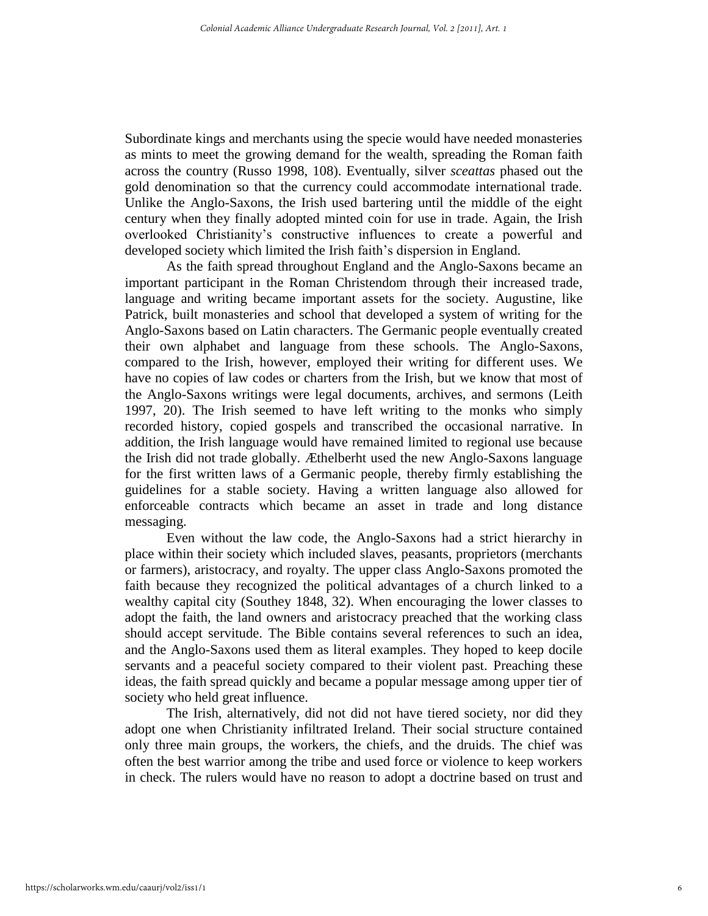Subordinate kings and merchants using the specie would have needed monasteries as mints to meet the growing demand for the wealth, spreading the Roman faith across the country (Russo 1998, 108). Eventually, silver *sceattas* phased out the gold denomination so that the currency could accommodate international trade. Unlike the Anglo-Saxons, the Irish used bartering until the middle of the eight century when they finally adopted minted coin for use in trade. Again, the Irish overlooked Christianity's constructive influences to create a powerful and developed society which limited the Irish faith's dispersion in England.

As the faith spread throughout England and the Anglo-Saxons became an important participant in the Roman Christendom through their increased trade, language and writing became important assets for the society. Augustine, like Patrick, built monasteries and school that developed a system of writing for the Anglo-Saxons based on Latin characters. The Germanic people eventually created their own alphabet and language from these schools. The Anglo-Saxons, compared to the Irish, however, employed their writing for different uses. We have no copies of law codes or charters from the Irish, but we know that most of the Anglo-Saxons writings were legal documents, archives, and sermons (Leith 1997, 20). The Irish seemed to have left writing to the monks who simply recorded history, copied gospels and transcribed the occasional narrative. In addition, the Irish language would have remained limited to regional use because the Irish did not trade globally. Æthelberht used the new Anglo-Saxons language for the first written laws of a Germanic people, thereby firmly establishing the guidelines for a stable society. Having a written language also allowed for enforceable contracts which became an asset in trade and long distance messaging.

Even without the law code, the Anglo-Saxons had a strict hierarchy in place within their society which included slaves, peasants, proprietors (merchants or farmers), aristocracy, and royalty. The upper class Anglo-Saxons promoted the faith because they recognized the political advantages of a church linked to a wealthy capital city (Southey 1848, 32). When encouraging the lower classes to adopt the faith, the land owners and aristocracy preached that the working class should accept servitude. The Bible contains several references to such an idea, and the Anglo-Saxons used them as literal examples. They hoped to keep docile servants and a peaceful society compared to their violent past. Preaching these ideas, the faith spread quickly and became a popular message among upper tier of society who held great influence.

The Irish, alternatively, did not did not have tiered society, nor did they adopt one when Christianity infiltrated Ireland. Their social structure contained only three main groups, the workers, the chiefs, and the druids. The chief was often the best warrior among the tribe and used force or violence to keep workers in check. The rulers would have no reason to adopt a doctrine based on trust and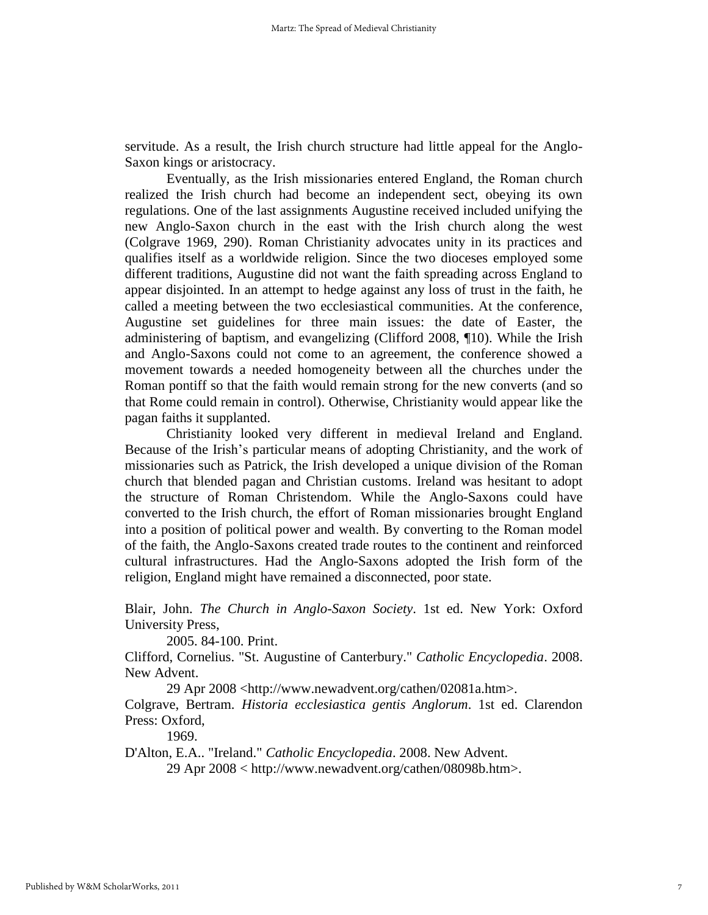servitude. As a result, the Irish church structure had little appeal for the Anglo-Saxon kings or aristocracy.

Eventually, as the Irish missionaries entered England, the Roman church realized the Irish church had become an independent sect, obeying its own regulations. One of the last assignments Augustine received included unifying the new Anglo-Saxon church in the east with the Irish church along the west (Colgrave 1969, 290). Roman Christianity advocates unity in its practices and qualifies itself as a worldwide religion. Since the two dioceses employed some different traditions, Augustine did not want the faith spreading across England to appear disjointed. In an attempt to hedge against any loss of trust in the faith, he called a meeting between the two ecclesiastical communities. At the conference, Augustine set guidelines for three main issues: the date of Easter, the administering of baptism, and evangelizing (Clifford 2008, ¶10). While the Irish and Anglo-Saxons could not come to an agreement, the conference showed a movement towards a needed homogeneity between all the churches under the Roman pontiff so that the faith would remain strong for the new converts (and so that Rome could remain in control). Otherwise, Christianity would appear like the pagan faiths it supplanted.

Christianity looked very different in medieval Ireland and England. Because of the Irish's particular means of adopting Christianity, and the work of missionaries such as Patrick, the Irish developed a unique division of the Roman church that blended pagan and Christian customs. Ireland was hesitant to adopt the structure of Roman Christendom. While the Anglo-Saxons could have converted to the Irish church, the effort of Roman missionaries brought England into a position of political power and wealth. By converting to the Roman model of the faith, the Anglo-Saxons created trade routes to the continent and reinforced cultural infrastructures. Had the Anglo-Saxons adopted the Irish form of the religion, England might have remained a disconnected, poor state.

Blair, John. *The Church in Anglo-Saxon Society*. 1st ed. New York: Oxford University Press, 2005. 84-100. Print.

Clifford, Cornelius. "St. Augustine of Canterbury." *Catholic Encyclopedia*. 2008. New Advent. 29 Apr 2008 <http://www.newadvent.org/cathen/02081a.htm>.

Colgrave, Bertram. *Historia ecclesiastica gentis Anglorum*. 1st ed. Clarendon Press: Oxford, 1969.

D'Alton, E.A.. "Ireland." *Catholic Encyclopedia*. 2008. New Advent. 29 Apr 2008 < http://www.newadvent.org/cathen/08098b.htm>.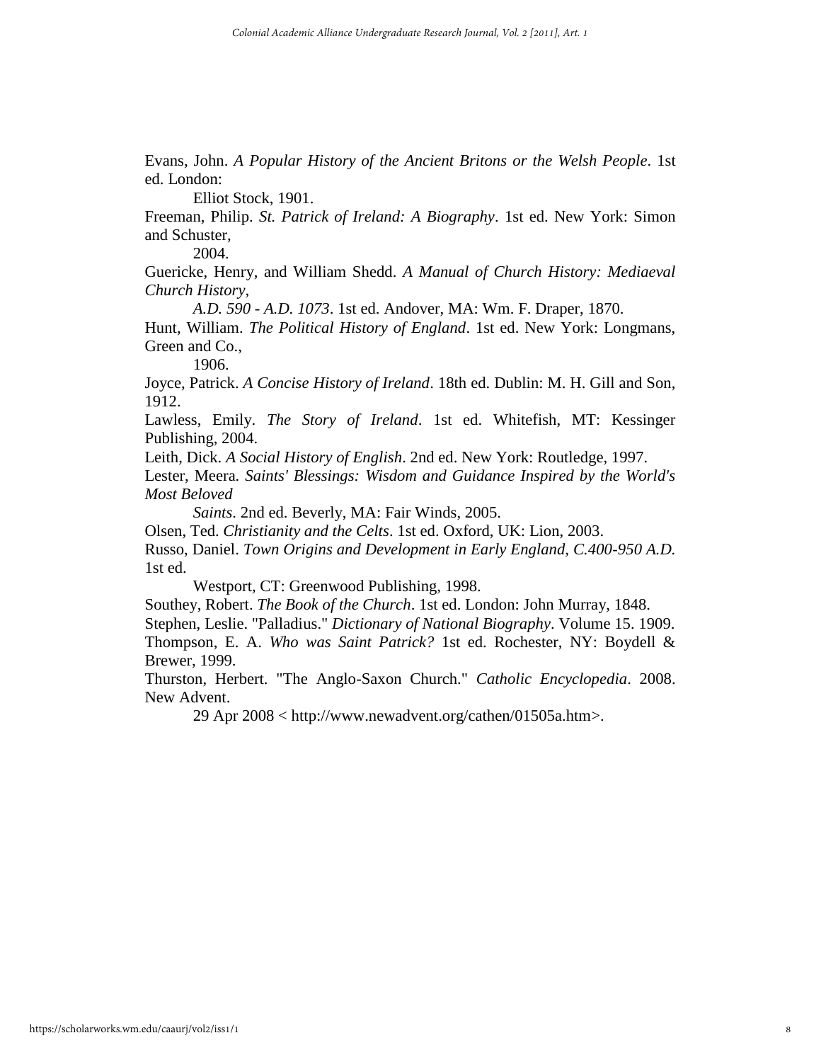Evans, John. *A Popular History of the Ancient Britons or the Welsh People*. 1st ed. London: Elliot Stock, 1901.

Freeman, Philip. *St. Patrick of Ireland: A Biography*. 1st ed. New York: Simon and Schuster, 2004.

Guericke, Henry, and William Shedd. *A Manual of Church History: Mediaeval Church History, A.D. 590 - A.D. 1073*. 1st ed. Andover, MA: Wm. F. Draper, 1870.

Hunt, William. *The Political History of England*. 1st ed. New York: Longmans, Green and Co., 1906.

Joyce, Patrick. *A Concise History of Ireland*. 18th ed. Dublin: M. H. Gill and Son, 1912.

Lawless, Emily. *The Story of Ireland*. 1st ed. Whitefish, MT: Kessinger Publishing, 2004.

Leith, Dick. *A Social History of English*. 2nd ed. New York: Routledge, 1997.

Lester, Meera. *Saints' Blessings: Wisdom and Guidance Inspired by the World's Most Beloved Saints*. 2nd ed. Beverly, MA: Fair Winds, 2005.

Olsen, Ted. *Christianity and the Celts*. 1st ed. Oxford, UK: Lion, 2003.

Russo, Daniel. *Town Origins and Development in Early England, C.400-950 A.D.* 1st ed. Westport, CT: Greenwood Publishing, 1998.

Southey, Robert. *The Book of the Church*. 1st ed. London: John Murray, 1848.

Stephen, Leslie. "Palladius." *Dictionary of National Biography*. Volume 15. 1909.

Thompson, E. A. *Who was Saint Patrick?* 1st ed. Rochester, NY: Boydell & Brewer, 1999.

Thurston, Herbert. "The Anglo-Saxon Church." *Catholic Encyclopedia*. 2008. New Advent. 29 Apr 2008 < http://www.newadvent.org/cathen/01505a.htm>.